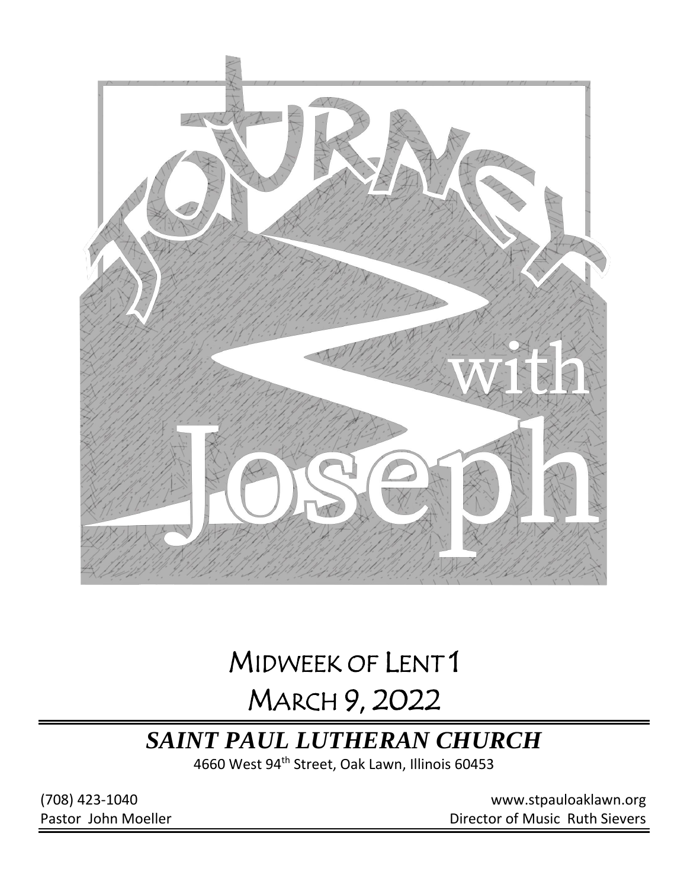# Journey with Joseph

## MIDWEEK OF LENT 1

## MARCH 9, 2022

## *SAINT PAUL LUTHERAN CHURCH*

4660 West 94th Street, Oak Lawn, Illinois 60453

(708) 423-1040 www.stpauloaklawn.org

Pastor John Moeller Director of Music Ruth Sievers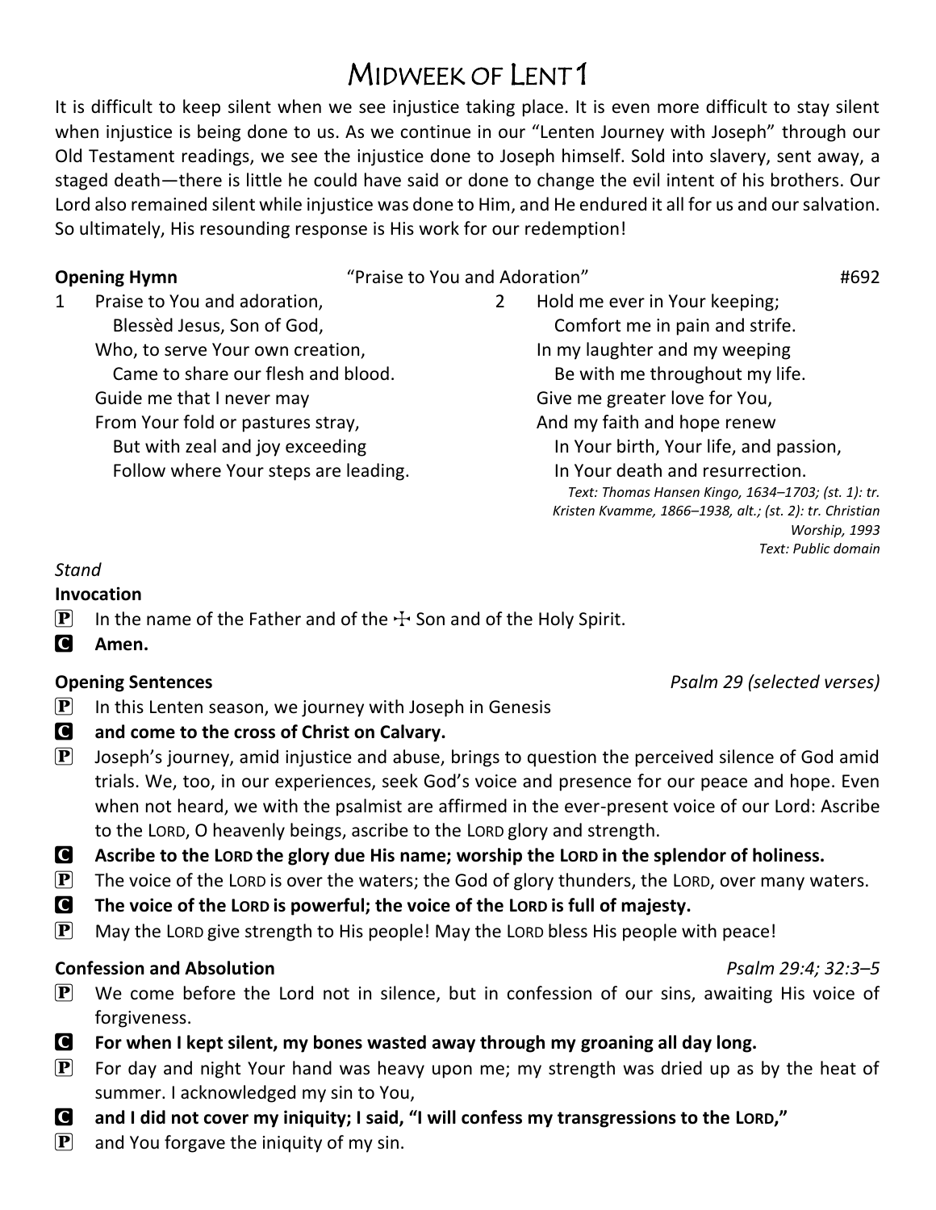# MIDWEEK OF LENT 1

It is difficult to keep silent when we see injustice taking place. It is even more difficult to stay silent when injustice is being done to us. As we continue in our "Lenten Journey with Joseph" through our Old Testament readings, we see the injustice done to Joseph himself. Sold into slavery, sent away, a staged death—there is little he could have said or done to change the evil intent of his brothers. Our Lord also remained silent while injustice was done to Him, and He endured it all for us and our salvation. So ultimately, His resounding response is His work for our redemption!

**Opening Hymn** "Praise to You and Adoration" #692

1 Praise to You and adoration,
Blessèd Jesus, Son of God,
Who, to serve Your own creation,
Came to share our flesh and blood.
Guide me that I never may
From Your fold or pastures stray,
But with zeal and joy exceeding
Follow where Your steps are leading.

2 Hold me ever in Your keeping;
Comfort me in pain and strife.
In my laughter and my weeping
Be with me throughout my life.
Give me greater love for You,
And my faith and hope renew
In Your birth, Your life, and passion,
In Your death and resurrection.

*Text: Thomas Hansen Kingo, 1634–1703; (st. 1): tr. Kristen Kvamme, 1866–1938, alt.; (st. 2): tr. Christian Worship, 1993*
*Text: Public domain*

*Stand*

**Invocation**

P In the name of the Father and of the ☩ Son and of the Holy Spirit.

C **Amen.**

**Opening Sentences** *Psalm 29 (selected verses)*

P In this Lenten season, we journey with Joseph in Genesis

C **and come to the cross of Christ on Calvary.**

P Joseph's journey, amid injustice and abuse, brings to question the perceived silence of God amid trials. We, too, in our experiences, seek God's voice and presence for our peace and hope. Even when not heard, we with the psalmist are affirmed in the ever-present voice of our Lord: Ascribe to the LORD, O heavenly beings, ascribe to the LORD glory and strength.

C **Ascribe to the LORD the glory due His name; worship the LORD in the splendor of holiness.**

P The voice of the LORD is over the waters; the God of glory thunders, the LORD, over many waters.

C **The voice of the LORD is powerful; the voice of the LORD is full of majesty.**

P May the LORD give strength to His people! May the LORD bless His people with peace!

**Confession and Absolution** *Psalm 29:4; 32:3–5*

P We come before the Lord not in silence, but in confession of our sins, awaiting His voice of forgiveness.

C **For when I kept silent, my bones wasted away through my groaning all day long.**

P For day and night Your hand was heavy upon me; my strength was dried up as by the heat of summer. I acknowledged my sin to You,

C **and I did not cover my iniquity; I said, "I will confess my transgressions to the LORD,"**

P and You forgave the iniquity of my sin.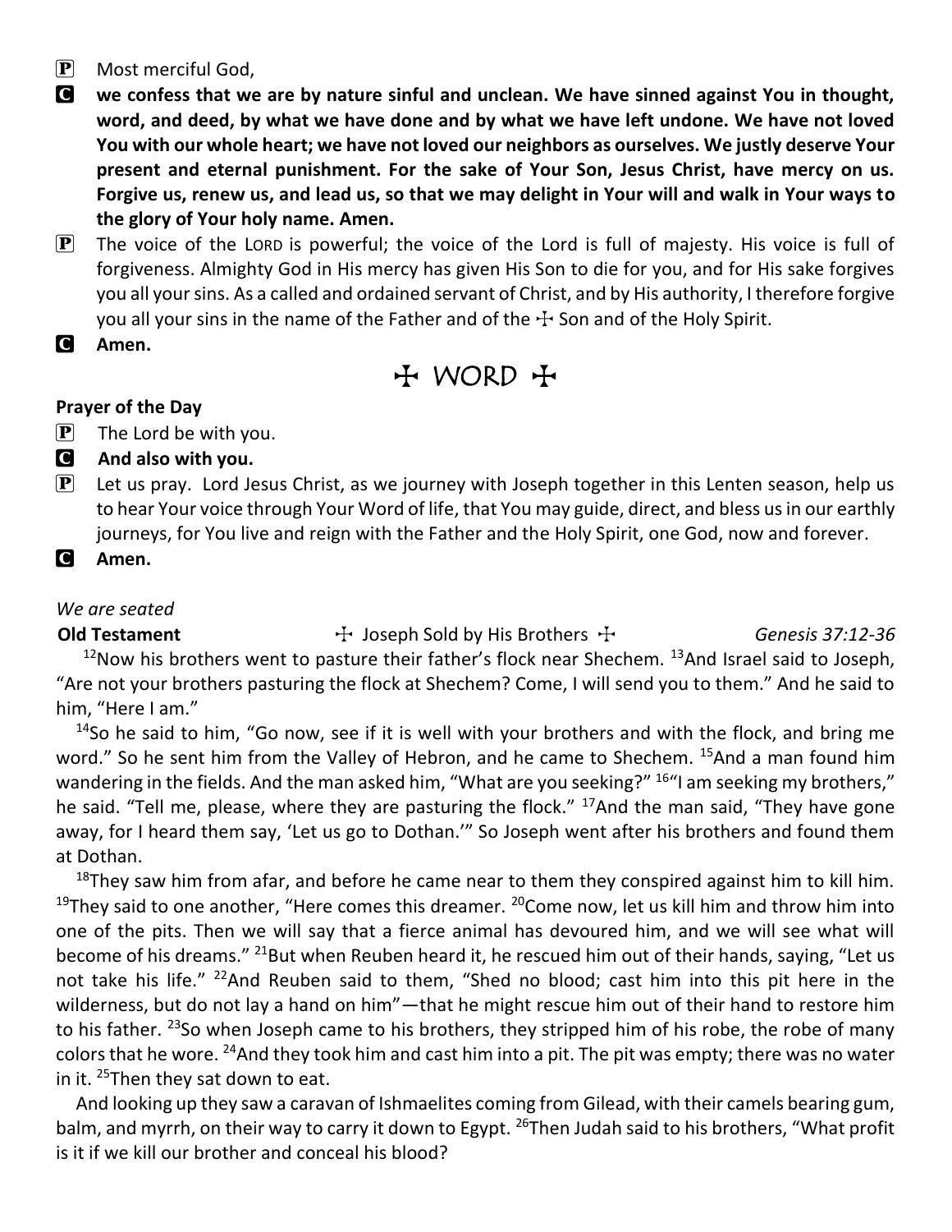**P** Most merciful God,

**C** **we confess that we are by nature sinful and unclean. We have sinned against You in thought, word, and deed, by what we have done and by what we have left undone. We have not loved You with our whole heart; we have not loved our neighbors as ourselves. We justly deserve Your present and eternal punishment. For the sake of Your Son, Jesus Christ, have mercy on us. Forgive us, renew us, and lead us, so that we may delight in Your will and walk in Your ways to the glory of Your holy name. Amen.**

**P** The voice of the LORD is powerful; the voice of the Lord is full of majesty. His voice is full of forgiveness. Almighty God in His mercy has given His Son to die for you, and for His sake forgives you all your sins. As a called and ordained servant of Christ, and by His authority, I therefore forgive you all your sins in the name of the Father and of the ☩ Son and of the Holy Spirit.

**C** **Amen.**

# ☩ WORD ☩

**Prayer of the Day**

**P** The Lord be with you.

**C** **And also with you.**

**P** Let us pray. Lord Jesus Christ, as we journey with Joseph together in this Lenten season, help us to hear Your voice through Your Word of life, that You may guide, direct, and bless us in our earthly journeys, for You live and reign with the Father and the Holy Spirit, one God, now and forever.

**C** **Amen.**

*We are seated*

**Old Testament** ☩ Joseph Sold by His Brothers ☩ *Genesis 37:12-36*

[12]Now his brothers went to pasture their father's flock near Shechem. [13]And Israel said to Joseph, "Are not your brothers pasturing the flock at Shechem? Come, I will send you to them." And he said to him, "Here I am."

[14]So he said to him, "Go now, see if it is well with your brothers and with the flock, and bring me word." So he sent him from the Valley of Hebron, and he came to Shechem. [15]And a man found him wandering in the fields. And the man asked him, "What are you seeking?" [16]"I am seeking my brothers," he said. "Tell me, please, where they are pasturing the flock." [17]And the man said, "They have gone away, for I heard them say, 'Let us go to Dothan.'" So Joseph went after his brothers and found them at Dothan.

[18]They saw him from afar, and before he came near to them they conspired against him to kill him. [19]They said to one another, "Here comes this dreamer. [20]Come now, let us kill him and throw him into one of the pits. Then we will say that a fierce animal has devoured him, and we will see what will become of his dreams." [21]But when Reuben heard it, he rescued him out of their hands, saying, "Let us not take his life." [22]And Reuben said to them, "Shed no blood; cast him into this pit here in the wilderness, but do not lay a hand on him"—that he might rescue him out of their hand to restore him to his father. [23]So when Joseph came to his brothers, they stripped him of his robe, the robe of many colors that he wore. [24]And they took him and cast him into a pit. The pit was empty; there was no water in it. [25]Then they sat down to eat.

And looking up they saw a caravan of Ishmaelites coming from Gilead, with their camels bearing gum, balm, and myrrh, on their way to carry it down to Egypt. [26]Then Judah said to his brothers, "What profit is it if we kill our brother and conceal his blood?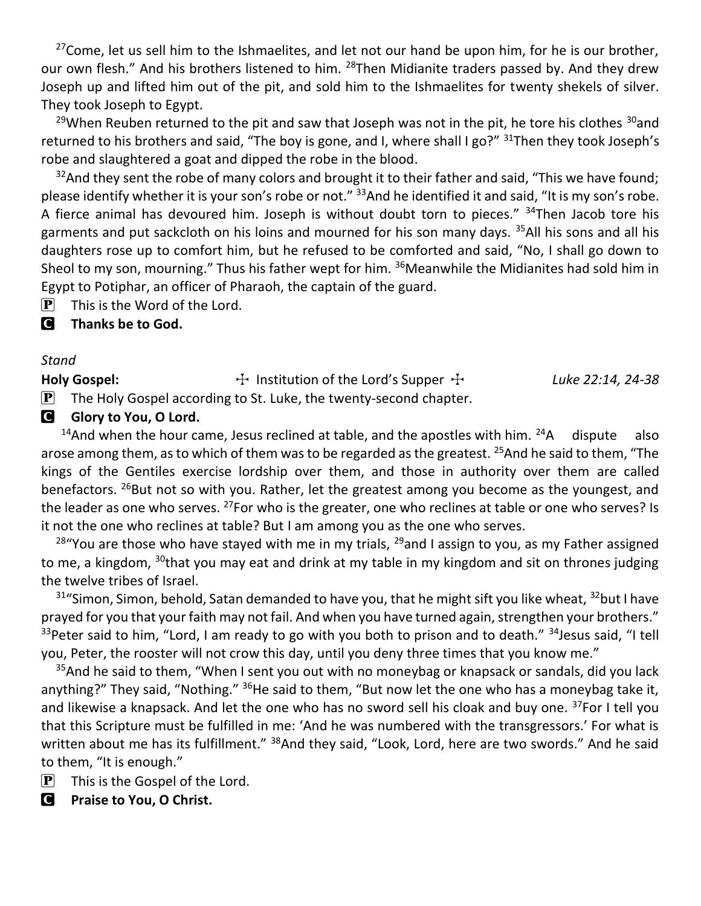[27]Come, let us sell him to the Ishmaelites, and let not our hand be upon him, for he is our brother, our own flesh." And his brothers listened to him. [28]Then Midianite traders passed by. And they drew Joseph up and lifted him out of the pit, and sold him to the Ishmaelites for twenty shekels of silver. They took Joseph to Egypt.

[29]When Reuben returned to the pit and saw that Joseph was not in the pit, he tore his clothes [30]and returned to his brothers and said, "The boy is gone, and I, where shall I go?" [31]Then they took Joseph's robe and slaughtered a goat and dipped the robe in the blood.

[32]And they sent the robe of many colors and brought it to their father and said, "This we have found; please identify whether it is your son's robe or not." [33]And he identified it and said, "It is my son's robe. A fierce animal has devoured him. Joseph is without doubt torn to pieces." [34]Then Jacob tore his garments and put sackcloth on his loins and mourned for his son many days. [35]All his sons and all his daughters rose up to comfort him, but he refused to be comforted and said, "No, I shall go down to Sheol to my son, mourning." Thus his father wept for him. [36]Meanwhile the Midianites had sold him in Egypt to Potiphar, an officer of Pharaoh, the captain of the guard.

P This is the Word of the Lord.

C **Thanks be to God.**

*Stand*

**Holy Gospel:** ☩ Institution of the Lord's Supper ☩ *Luke 22:14, 24-38*

P The Holy Gospel according to St. Luke, the twenty-second chapter.

C **Glory to You, O Lord.**

[14]And when the hour came, Jesus reclined at table, and the apostles with him. [24]A dispute also arose among them, as to which of them was to be regarded as the greatest. [25]And he said to them, "The kings of the Gentiles exercise lordship over them, and those in authority over them are called benefactors. [26]But not so with you. Rather, let the greatest among you become as the youngest, and the leader as one who serves. [27]For who is the greater, one who reclines at table or one who serves? Is it not the one who reclines at table? But I am among you as the one who serves.

[28]"You are those who have stayed with me in my trials, [29]and I assign to you, as my Father assigned to me, a kingdom, [30]that you may eat and drink at my table in my kingdom and sit on thrones judging the twelve tribes of Israel.

[31]"Simon, Simon, behold, Satan demanded to have you, that he might sift you like wheat, [32]but I have prayed for you that your faith may not fail. And when you have turned again, strengthen your brothers." [33]Peter said to him, "Lord, I am ready to go with you both to prison and to death." [34]Jesus said, "I tell you, Peter, the rooster will not crow this day, until you deny three times that you know me."

[35]And he said to them, "When I sent you out with no moneybag or knapsack or sandals, did you lack anything?" They said, "Nothing." [36]He said to them, "But now let the one who has a moneybag take it, and likewise a knapsack. And let the one who has no sword sell his cloak and buy one. [37]For I tell you that this Scripture must be fulfilled in me: 'And he was numbered with the transgressors.' For what is written about me has its fulfillment." [38]And they said, "Look, Lord, here are two swords." And he said to them, "It is enough."

P This is the Gospel of the Lord.

C **Praise to You, O Christ.**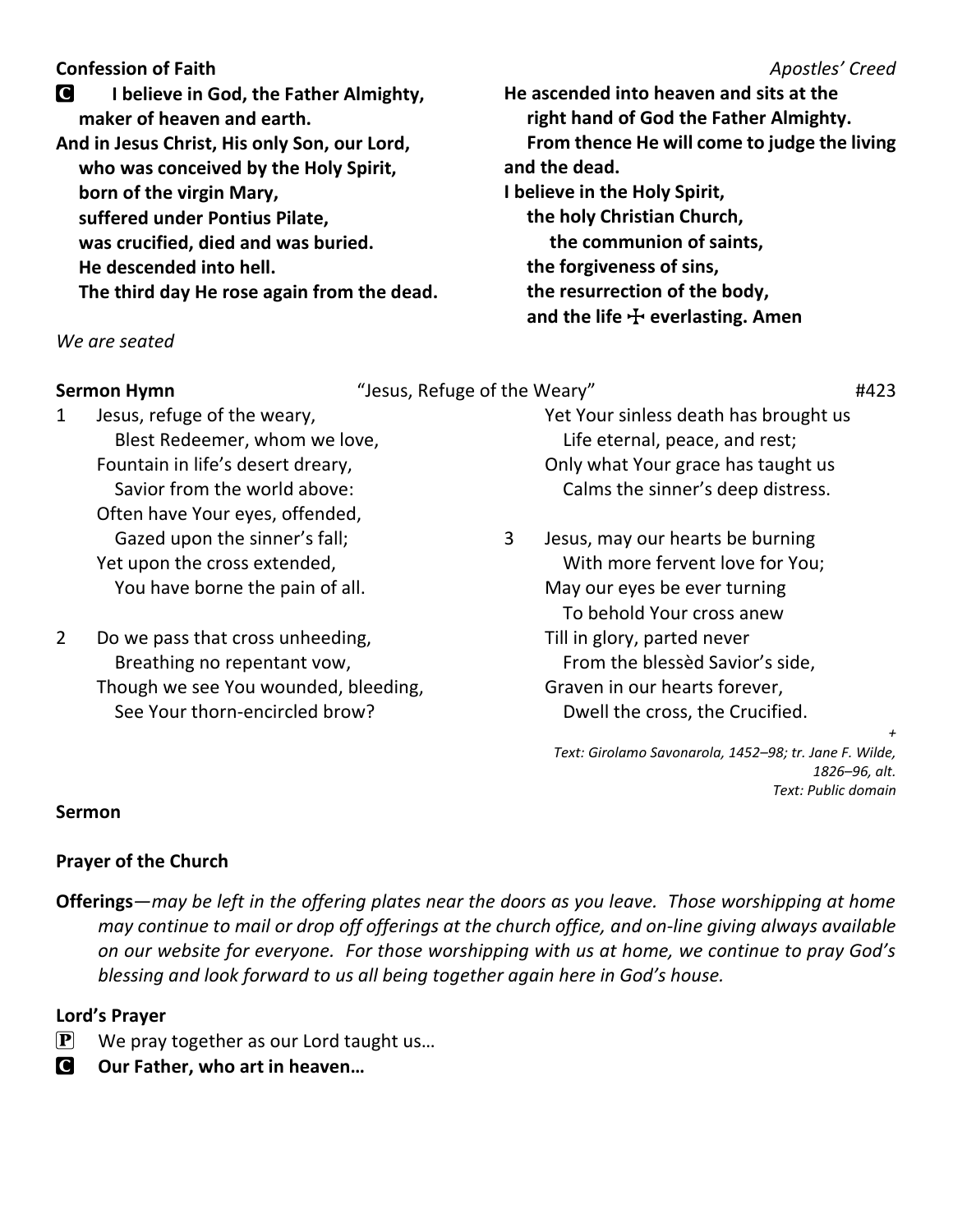**Confession of Faith** *Apostles' Creed*

C **I believe in God, the Father Almighty,
maker of heaven and earth.
And in Jesus Christ, His only Son, our Lord,
who was conceived by the Holy Spirit,
born of the virgin Mary,
suffered under Pontius Pilate,
was crucified, died and was buried.
He descended into hell.
The third day He rose again from the dead.
He ascended into heaven and sits at the
right hand of God the Father Almighty.
From thence He will come to judge the living and the dead.
I believe in the Holy Spirit,
the holy Christian Church,
the communion of saints,
the forgiveness of sins,
the resurrection of the body,
and the life ☩ everlasting. Amen**

*We are seated*

**Sermon Hymn** "Jesus, Refuge of the Weary" #423

1 Jesus, refuge of the weary,
Blest Redeemer, whom we love,
Fountain in life's desert dreary,
Savior from the world above:
Often have Your eyes, offended,
Gazed upon the sinner's fall;
Yet upon the cross extended,
You have borne the pain of all.

2 Do we pass that cross unheeding,
Breathing no repentant vow,
Though we see You wounded, bleeding,
See Your thorn-encircled brow?
Yet Your sinless death has brought us
Life eternal, peace, and rest;
Only what Your grace has taught us
Calms the sinner's deep distress.

3 Jesus, may our hearts be burning
With more fervent love for You;
May our eyes be ever turning
To behold Your cross anew
Till in glory, parted never
From the blessèd Savior's side,
Graven in our hearts forever,
Dwell the cross, the Crucified.

+

*Text: Girolamo Savonarola, 1452–98; tr. Jane F. Wilde, 1826–96, alt.*
*Text: Public domain*

**Sermon**

**Prayer of the Church**

**Offerings**—*may be left in the offering plates near the doors as you leave. Those worshipping at home may continue to mail or drop off offerings at the church office, and on-line giving always available on our website for everyone. For those worshipping with us at home, we continue to pray God's blessing and look forward to us all being together again here in God's house.*

**Lord's Prayer**

P We pray together as our Lord taught us…

C **Our Father, who art in heaven…**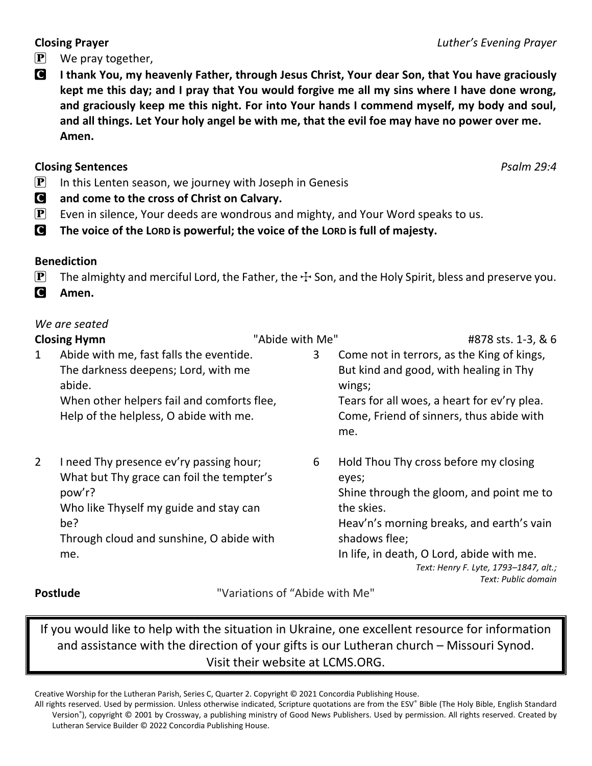**Closing Prayer** *Luther's Evening Prayer*

**P** We pray together,

**C** **I thank You, my heavenly Father, through Jesus Christ, Your dear Son, that You have graciously kept me this day; and I pray that You would forgive me all my sins where I have done wrong, and graciously keep me this night. For into Your hands I commend myself, my body and soul, and all things. Let Your holy angel be with me, that the evil foe may have no power over me. Amen.**

**Closing Sentences** *Psalm 29:4*

**P** In this Lenten season, we journey with Joseph in Genesis

**C** **and come to the cross of Christ on Calvary.**

**P** Even in silence, Your deeds are wondrous and mighty, and Your Word speaks to us.

**C** **The voice of the LORD is powerful; the voice of the LORD is full of majesty.**

**Benediction**

**P** The almighty and merciful Lord, the Father, the ☩ Son, and the Holy Spirit, bless and preserve you.

**C** **Amen.**

*We are seated*

**Closing Hymn** "Abide with Me" #878 sts. 1-3, & 6

1 Abide with me, fast falls the eventide.
The darkness deepens; Lord, with me abide.
When other helpers fail and comforts flee,
Help of the helpless, O abide with me.

2 I need Thy presence ev'ry passing hour;
What but Thy grace can foil the tempter's pow'r?
Who like Thyself my guide and stay can be?
Through cloud and sunshine, O abide with me.

3 Come not in terrors, as the King of kings,
But kind and good, with healing in Thy wings;
Tears for all woes, a heart for ev'ry plea.
Come, Friend of sinners, thus abide with me.

6 Hold Thou Thy cross before my closing eyes;
Shine through the gloom, and point me to the skies.
Heav'n's morning breaks, and earth's vain shadows flee;
In life, in death, O Lord, abide with me.

*Text: Henry F. Lyte, 1793–1847, alt.;*
*Text: Public domain*

**Postlude** "Variations of "Abide with Me"

If you would like to help with the situation in Ukraine, one excellent resource for information and assistance with the direction of your gifts is our Lutheran church – Missouri Synod. Visit their website at LCMS.ORG.

Creative Worship for the Lutheran Parish, Series C, Quarter 2. Copyright © 2021 Concordia Publishing House.
All rights reserved. Used by permission. Unless otherwise indicated, Scripture quotations are from the ESV® Bible (The Holy Bible, English Standard Version®), copyright © 2001 by Crossway, a publishing ministry of Good News Publishers. Used by permission. All rights reserved. Created by Lutheran Service Builder © 2022 Concordia Publishing House.